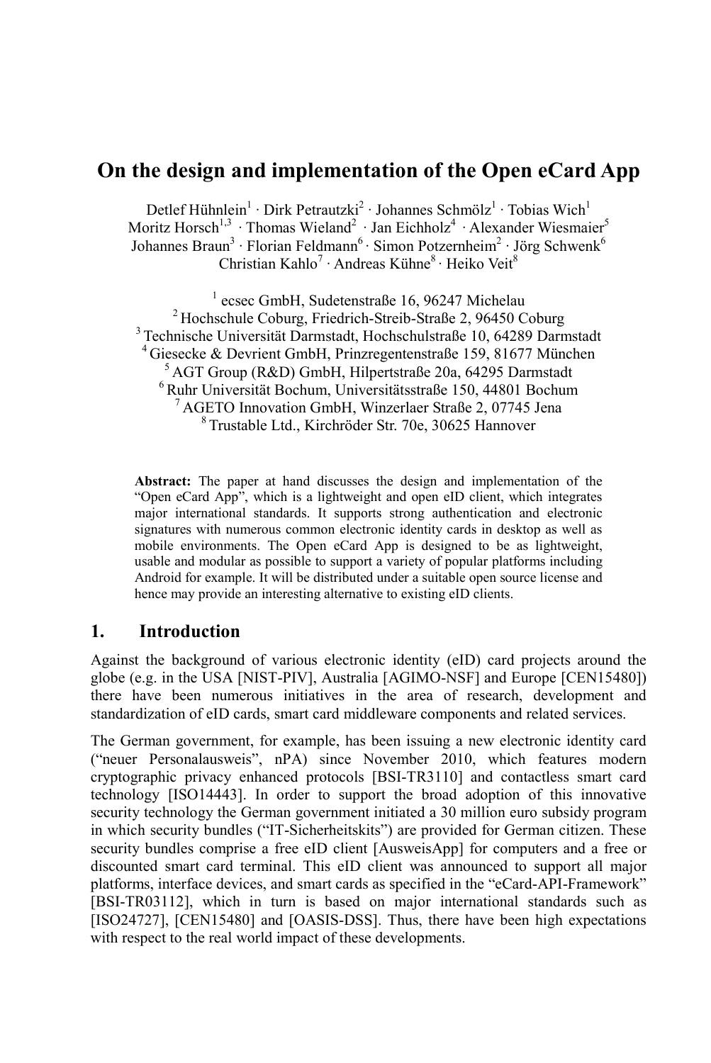# On the design and implementation of the Open eCard App

Detlef Hühnlein[1] · Dirk Petrautzki[2] · Johannes Schmölz[1] · Tobias Wich[1]
Moritz Horsch[1,3] · Thomas Wieland[2] · Jan Eichholz[4] · Alexander Wiesmaier[5]
Johannes Braun[3] · Florian Feldmann[6] · Simon Potzernheim[2] · Jörg Schwenk[6]
Christian Kahlo[7] · Andreas Kühne[8] · Heiko Veit[8]

[1] ecsec GmbH, Sudetenstraße 16, 96247 Michelau
[2] Hochschule Coburg, Friedrich-Streib-Straße 2, 96450 Coburg
[3] Technische Universität Darmstadt, Hochschulstraße 10, 64289 Darmstadt
[4] Giesecke & Devrient GmbH, Prinzregentenstraße 159, 81677 München
[5] AGT Group (R&D) GmbH, Hilpertstraße 20a, 64295 Darmstadt
[6] Ruhr Universität Bochum, Universitätsstraße 150, 44801 Bochum
[7] AGETO Innovation GmbH, Winzerlaer Straße 2, 07745 Jena
[8] Trustable Ltd., Kirchröder Str. 70e, 30625 Hannover

**Abstract:** The paper at hand discusses the design and implementation of the "Open eCard App", which is a lightweight and open eID client, which integrates major international standards. It supports strong authentication and electronic signatures with numerous common electronic identity cards in desktop as well as mobile environments. The Open eCard App is designed to be as lightweight, usable and modular as possible to support a variety of popular platforms including Android for example. It will be distributed under a suitable open source license and hence may provide an interesting alternative to existing eID clients.

## 1. Introduction

Against the background of various electronic identity (eID) card projects around the globe (e.g. in the USA [NIST-PIV], Australia [AGIMO-NSF] and Europe [CEN15480]) there have been numerous initiatives in the area of research, development and standardization of eID cards, smart card middleware components and related services.

The German government, for example, has been issuing a new electronic identity card ("neuer Personalausweis", nPA) since November 2010, which features modern cryptographic privacy enhanced protocols [BSI-TR3110] and contactless smart card technology [ISO14443]. In order to support the broad adoption of this innovative security technology the German government initiated a 30 million euro subsidy program in which security bundles ("IT-Sicherheitskits") are provided for German citizen. These security bundles comprise a free eID client [AusweisApp] for computers and a free or discounted smart card terminal. This eID client was announced to support all major platforms, interface devices, and smart cards as specified in the "eCard-API-Framework" [BSI-TR03112], which in turn is based on major international standards such as [ISO24727], [CEN15480] and [OASIS-DSS]. Thus, there have been high expectations with respect to the real world impact of these developments.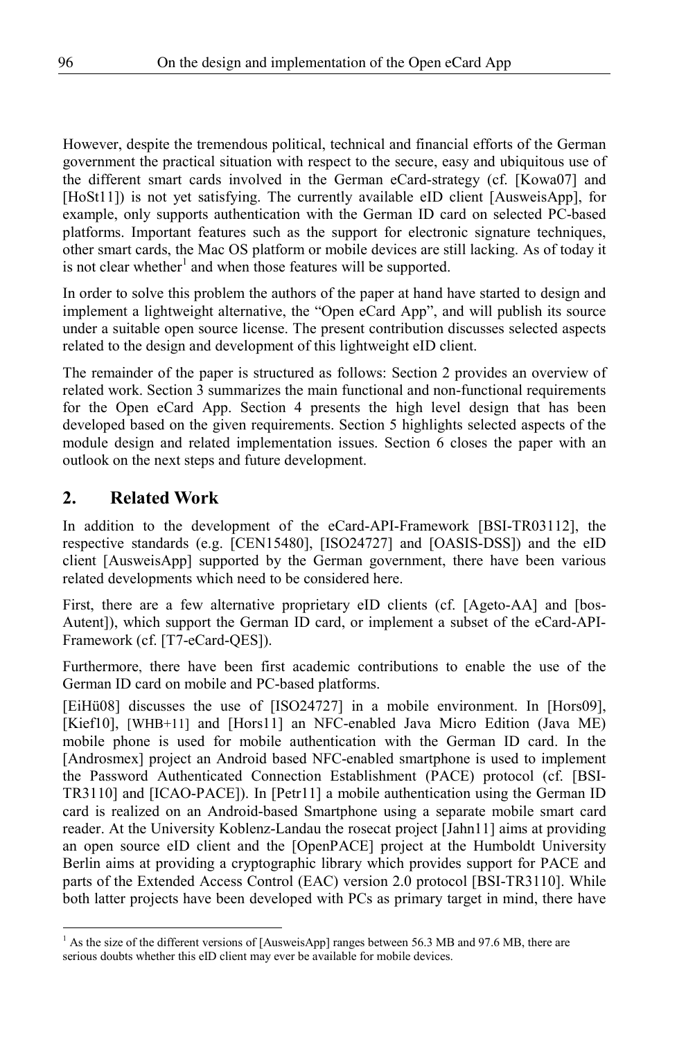However, despite the tremendous political, technical and financial efforts of the German government the practical situation with respect to the secure, easy and ubiquitous use of the different smart cards involved in the German eCard-strategy (cf. [Kowa07] and [HoSt11]) is not yet satisfying. The currently available eID client [AusweisApp], for example, only supports authentication with the German ID card on selected PC-based platforms. Important features such as the support for electronic signature techniques, other smart cards, the Mac OS platform or mobile devices are still lacking. As of today it is not clear whether[1] and when those features will be supported.

In order to solve this problem the authors of the paper at hand have started to design and implement a lightweight alternative, the "Open eCard App", and will publish its source under a suitable open source license. The present contribution discusses selected aspects related to the design and development of this lightweight eID client.

The remainder of the paper is structured as follows: Section 2 provides an overview of related work. Section 3 summarizes the main functional and non-functional requirements for the Open eCard App. Section 4 presents the high level design that has been developed based on the given requirements. Section 5 highlights selected aspects of the module design and related implementation issues. Section 6 closes the paper with an outlook on the next steps and future development.

## 2. Related Work

In addition to the development of the eCard-API-Framework [BSI-TR03112], the respective standards (e.g. [CEN15480], [ISO24727] and [OASIS-DSS]) and the eID client [AusweisApp] supported by the German government, there have been various related developments which need to be considered here.

First, there are a few alternative proprietary eID clients (cf. [Ageto-AA] and [bos-Autent]), which support the German ID card, or implement a subset of the eCard-API-Framework (cf. [T7-eCard-QES]).

Furthermore, there have been first academic contributions to enable the use of the German ID card on mobile and PC-based platforms.

[EiHü08] discusses the use of [ISO24727] in a mobile environment. In [Hors09], [Kief10], [WHB+11] and [Hors11] an NFC-enabled Java Micro Edition (Java ME) mobile phone is used for mobile authentication with the German ID card. In the [Androsmex] project an Android based NFC-enabled smartphone is used to implement the Password Authenticated Connection Establishment (PACE) protocol (cf. [BSI-TR3110] and [ICAO-PACE]). In [Petr11] a mobile authentication using the German ID card is realized on an Android-based Smartphone using a separate mobile smart card reader. At the University Koblenz-Landau the rosecat project [Jahn11] aims at providing an open source eID client and the [OpenPACE] project at the Humboldt University Berlin aims at providing a cryptographic library which provides support for PACE and parts of the Extended Access Control (EAC) version 2.0 protocol [BSI-TR3110]. While both latter projects have been developed with PCs as primary target in mind, there have

[1] As the size of the different versions of [AusweisApp] ranges between 56.3 MB and 97.6 MB, there are serious doubts whether this eID client may ever be available for mobile devices.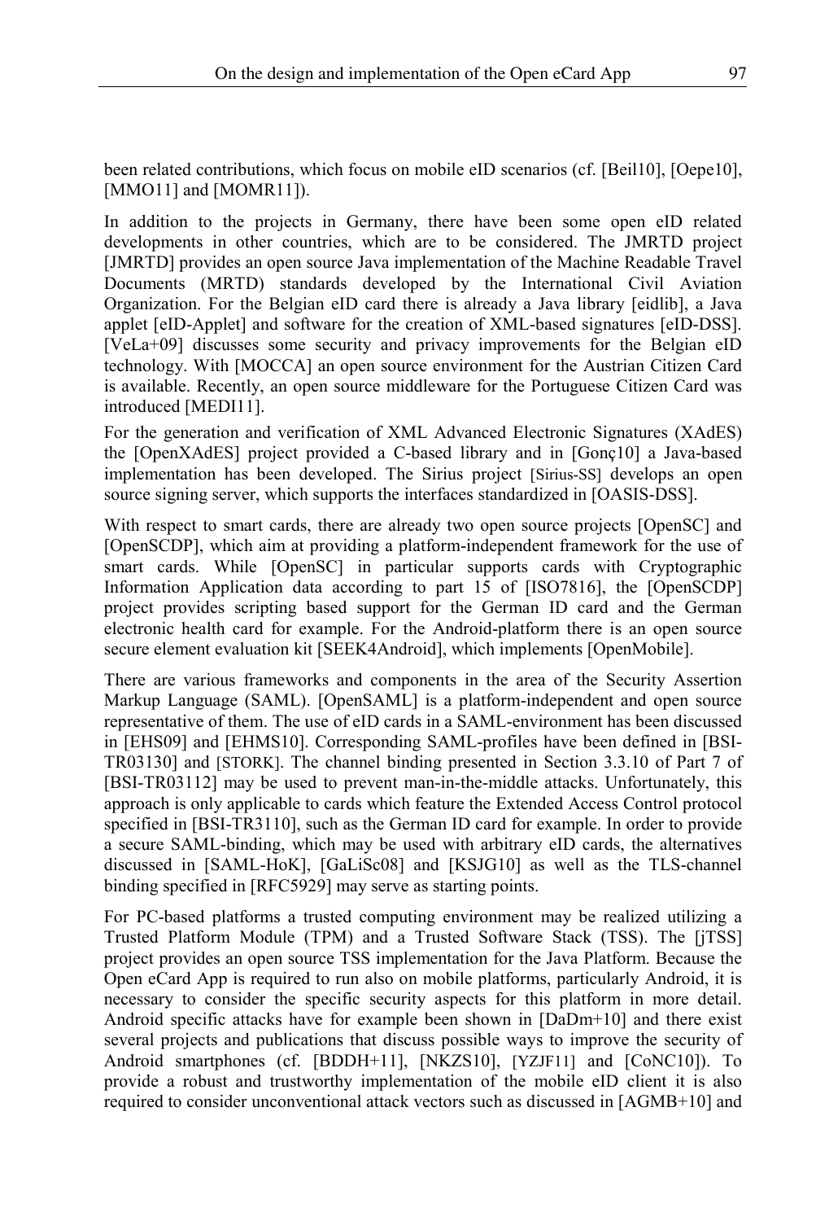been related contributions, which focus on mobile eID scenarios (cf. [Beil10], [Oepe10], [MMO11] and [MOMR11]).

In addition to the projects in Germany, there have been some open eID related developments in other countries, which are to be considered. The JMRTD project [JMRTD] provides an open source Java implementation of the Machine Readable Travel Documents (MRTD) standards developed by the International Civil Aviation Organization. For the Belgian eID card there is already a Java library [eidlib], a Java applet [eID-Applet] and software for the creation of XML-based signatures [eID-DSS]. [VeLa+09] discusses some security and privacy improvements for the Belgian eID technology. With [MOCCA] an open source environment for the Austrian Citizen Card is available. Recently, an open source middleware for the Portuguese Citizen Card was introduced [MEDI11].

For the generation and verification of XML Advanced Electronic Signatures (XAdES) the [OpenXAdES] project provided a C-based library and in [Gonç10] a Java-based implementation has been developed. The Sirius project [Sirius-SS] develops an open source signing server, which supports the interfaces standardized in [OASIS-DSS].

With respect to smart cards, there are already two open source projects [OpenSC] and [OpenSCDP], which aim at providing a platform-independent framework for the use of smart cards. While [OpenSC] in particular supports cards with Cryptographic Information Application data according to part 15 of [ISO7816], the [OpenSCDP] project provides scripting based support for the German ID card and the German electronic health card for example. For the Android-platform there is an open source secure element evaluation kit [SEEK4Android], which implements [OpenMobile].

There are various frameworks and components in the area of the Security Assertion Markup Language (SAML). [OpenSAML] is a platform-independent and open source representative of them. The use of eID cards in a SAML-environment has been discussed in [EHS09] and [EHMS10]. Corresponding SAML-profiles have been defined in [BSI-TR03130] and [STORK]. The channel binding presented in Section 3.3.10 of Part 7 of [BSI-TR03112] may be used to prevent man-in-the-middle attacks. Unfortunately, this approach is only applicable to cards which feature the Extended Access Control protocol specified in [BSI-TR3110], such as the German ID card for example. In order to provide a secure SAML-binding, which may be used with arbitrary eID cards, the alternatives discussed in [SAML-HoK], [GaLiSc08] and [KSJG10] as well as the TLS-channel binding specified in [RFC5929] may serve as starting points.

For PC-based platforms a trusted computing environment may be realized utilizing a Trusted Platform Module (TPM) and a Trusted Software Stack (TSS). The [jTSS] project provides an open source TSS implementation for the Java Platform. Because the Open eCard App is required to run also on mobile platforms, particularly Android, it is necessary to consider the specific security aspects for this platform in more detail. Android specific attacks have for example been shown in [DaDm+10] and there exist several projects and publications that discuss possible ways to improve the security of Android smartphones (cf. [BDDH+11], [NKZS10], [YZJF11] and [CoNC10]). To provide a robust and trustworthy implementation of the mobile eID client it is also required to consider unconventional attack vectors such as discussed in [AGMB+10] and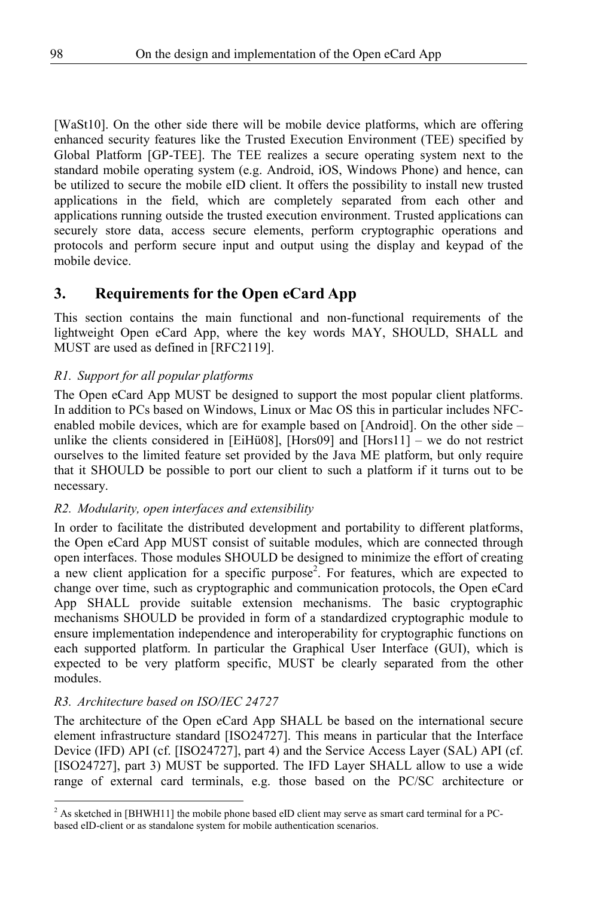[WaSt10]. On the other side there will be mobile device platforms, which are offering enhanced security features like the Trusted Execution Environment (TEE) specified by Global Platform [GP-TEE]. The TEE realizes a secure operating system next to the standard mobile operating system (e.g. Android, iOS, Windows Phone) and hence, can be utilized to secure the mobile eID client. It offers the possibility to install new trusted applications in the field, which are completely separated from each other and applications running outside the trusted execution environment. Trusted applications can securely store data, access secure elements, perform cryptographic operations and protocols and perform secure input and output using the display and keypad of the mobile device.

## 3. Requirements for the Open eCard App

This section contains the main functional and non-functional requirements of the lightweight Open eCard App, where the key words MAY, SHOULD, SHALL and MUST are used as defined in [RFC2119].

### *R1. Support for all popular platforms*

The Open eCard App MUST be designed to support the most popular client platforms. In addition to PCs based on Windows, Linux or Mac OS this in particular includes NFC-enabled mobile devices, which are for example based on [Android]. On the other side – unlike the clients considered in [EiHü08], [Hors09] and [Hors11] – we do not restrict ourselves to the limited feature set provided by the Java ME platform, but only require that it SHOULD be possible to port our client to such a platform if it turns out to be necessary.

### *R2. Modularity, open interfaces and extensibility*

In order to facilitate the distributed development and portability to different platforms, the Open eCard App MUST consist of suitable modules, which are connected through open interfaces. Those modules SHOULD be designed to minimize the effort of creating a new client application for a specific purpose[2]. For features, which are expected to change over time, such as cryptographic and communication protocols, the Open eCard App SHALL provide suitable extension mechanisms. The basic cryptographic mechanisms SHOULD be provided in form of a standardized cryptographic module to ensure implementation independence and interoperability for cryptographic functions on each supported platform. In particular the Graphical User Interface (GUI), which is expected to be very platform specific, MUST be clearly separated from the other modules.

### *R3. Architecture based on ISO/IEC 24727*

The architecture of the Open eCard App SHALL be based on the international secure element infrastructure standard [ISO24727]. This means in particular that the Interface Device (IFD) API (cf. [ISO24727], part 4) and the Service Access Layer (SAL) API (cf. [ISO24727], part 3) MUST be supported. The IFD Layer SHALL allow to use a wide range of external card terminals, e.g. those based on the PC/SC architecture or

[2] As sketched in [BHWH11] the mobile phone based eID client may serve as smart card terminal for a PC-based eID-client or as standalone system for mobile authentication scenarios.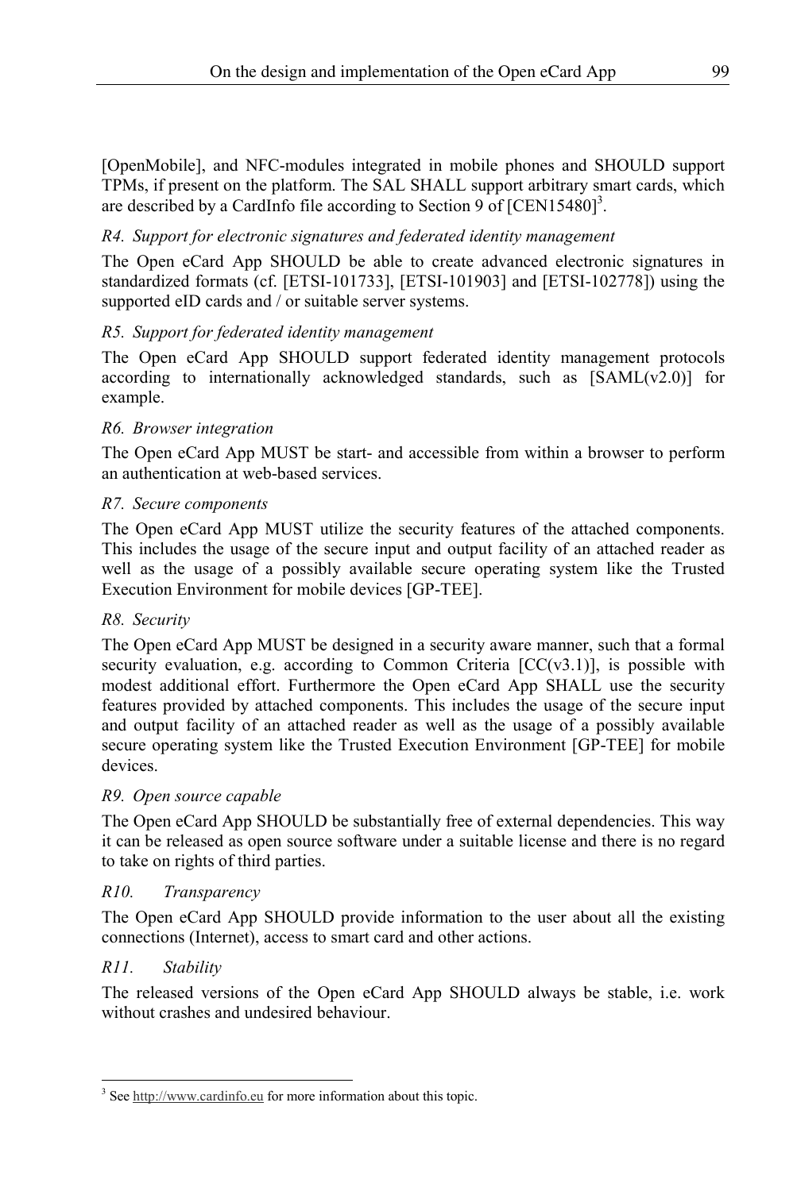[OpenMobile], and NFC-modules integrated in mobile phones and SHOULD support TPMs, if present on the platform. The SAL SHALL support arbitrary smart cards, which are described by a CardInfo file according to Section 9 of [CEN15480][3].

*R4. Support for electronic signatures and federated identity management*

The Open eCard App SHOULD be able to create advanced electronic signatures in standardized formats (cf. [ETSI-101733], [ETSI-101903] and [ETSI-102778]) using the supported eID cards and / or suitable server systems.

*R5. Support for federated identity management*

The Open eCard App SHOULD support federated identity management protocols according to internationally acknowledged standards, such as [SAML(v2.0)] for example.

*R6. Browser integration*

The Open eCard App MUST be start- and accessible from within a browser to perform an authentication at web-based services.

*R7. Secure components*

The Open eCard App MUST utilize the security features of the attached components. This includes the usage of the secure input and output facility of an attached reader as well as the usage of a possibly available secure operating system like the Trusted Execution Environment for mobile devices [GP-TEE].

*R8. Security*

The Open eCard App MUST be designed in a security aware manner, such that a formal security evaluation, e.g. according to Common Criteria [CC(v3.1)], is possible with modest additional effort. Furthermore the Open eCard App SHALL use the security features provided by attached components. This includes the usage of the secure input and output facility of an attached reader as well as the usage of a possibly available secure operating system like the Trusted Execution Environment [GP-TEE] for mobile devices.

*R9. Open source capable*

The Open eCard App SHOULD be substantially free of external dependencies. This way it can be released as open source software under a suitable license and there is no regard to take on rights of third parties.

*R10. Transparency*

The Open eCard App SHOULD provide information to the user about all the existing connections (Internet), access to smart card and other actions.

*R11. Stability*

The released versions of the Open eCard App SHOULD always be stable, i.e. work without crashes and undesired behaviour.

---

[3] See http://www.cardinfo.eu for more information about this topic.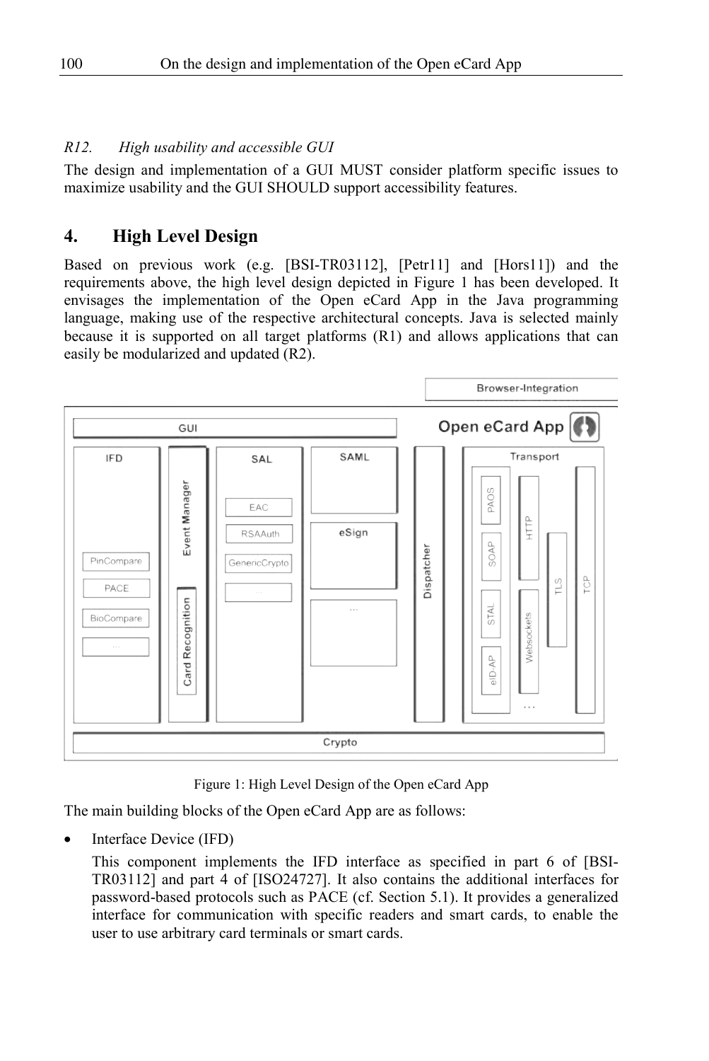*R12. High usability and accessible GUI*

The design and implementation of a GUI MUST consider platform specific issues to maximize usability and the GUI SHOULD support accessibility features.

## 4. High Level Design

Based on previous work (e.g. [BSI-TR03112], [Petr11] and [Hors11]) and the requirements above, the high level design depicted in Figure 1 has been developed. It envisages the implementation of the Open eCard App in the Java programming language, making use of the respective architectural concepts. Java is selected mainly because it is supported on all target platforms (R1) and allows applications that can easily be modularized and updated (R2).

Figure 1: High Level Design of the Open eCard App

The main building blocks of the Open eCard App are as follows:

- Interface Device (IFD)

  This component implements the IFD interface as specified in part 6 of [BSI-TR03112] and part 4 of [ISO24727]. It also contains the additional interfaces for password-based protocols such as PACE (cf. Section 5.1). It provides a generalized interface for communication with specific readers and smart cards, to enable the user to use arbitrary card terminals or smart cards.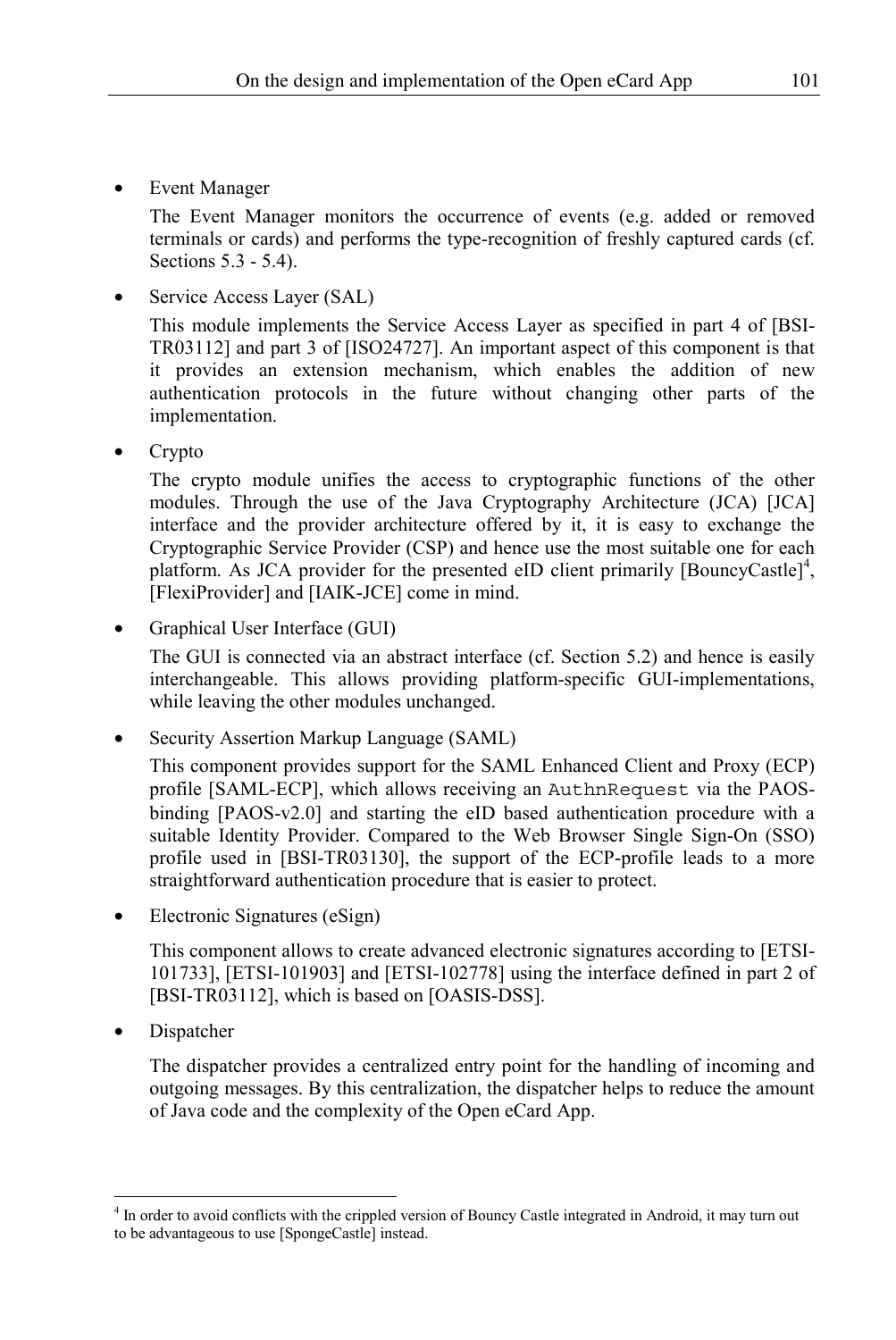- Event Manager

  The Event Manager monitors the occurrence of events (e.g. added or removed terminals or cards) and performs the type-recognition of freshly captured cards (cf. Sections 5.3 - 5.4).

- Service Access Layer (SAL)

  This module implements the Service Access Layer as specified in part 4 of [BSI-TR03112] and part 3 of [ISO24727]. An important aspect of this component is that it provides an extension mechanism, which enables the addition of new authentication protocols in the future without changing other parts of the implementation.

- Crypto

  The crypto module unifies the access to cryptographic functions of the other modules. Through the use of the Java Cryptography Architecture (JCA) [JCA] interface and the provider architecture offered by it, it is easy to exchange the Cryptographic Service Provider (CSP) and hence use the most suitable one for each platform. As JCA provider for the presented eID client primarily [BouncyCastle][4], [FlexiProvider] and [IAIK-JCE] come in mind.

- Graphical User Interface (GUI)

  The GUI is connected via an abstract interface (cf. Section 5.2) and hence is easily interchangeable. This allows providing platform-specific GUI-implementations, while leaving the other modules unchanged.

- Security Assertion Markup Language (SAML)

  This component provides support for the SAML Enhanced Client and Proxy (ECP) profile [SAML-ECP], which allows receiving an `AuthnRequest` via the PAOS-binding [PAOS-v2.0] and starting the eID based authentication procedure with a suitable Identity Provider. Compared to the Web Browser Single Sign-On (SSO) profile used in [BSI-TR03130], the support of the ECP-profile leads to a more straightforward authentication procedure that is easier to protect.

- Electronic Signatures (eSign)

  This component allows to create advanced electronic signatures according to [ETSI-101733], [ETSI-101903] and [ETSI-102778] using the interface defined in part 2 of [BSI-TR03112], which is based on [OASIS-DSS].

- Dispatcher

  The dispatcher provides a centralized entry point for the handling of incoming and outgoing messages. By this centralization, the dispatcher helps to reduce the amount of Java code and the complexity of the Open eCard App.

---

[4] In order to avoid conflicts with the crippled version of Bouncy Castle integrated in Android, it may turn out to be advantageous to use [SpongeCastle] instead.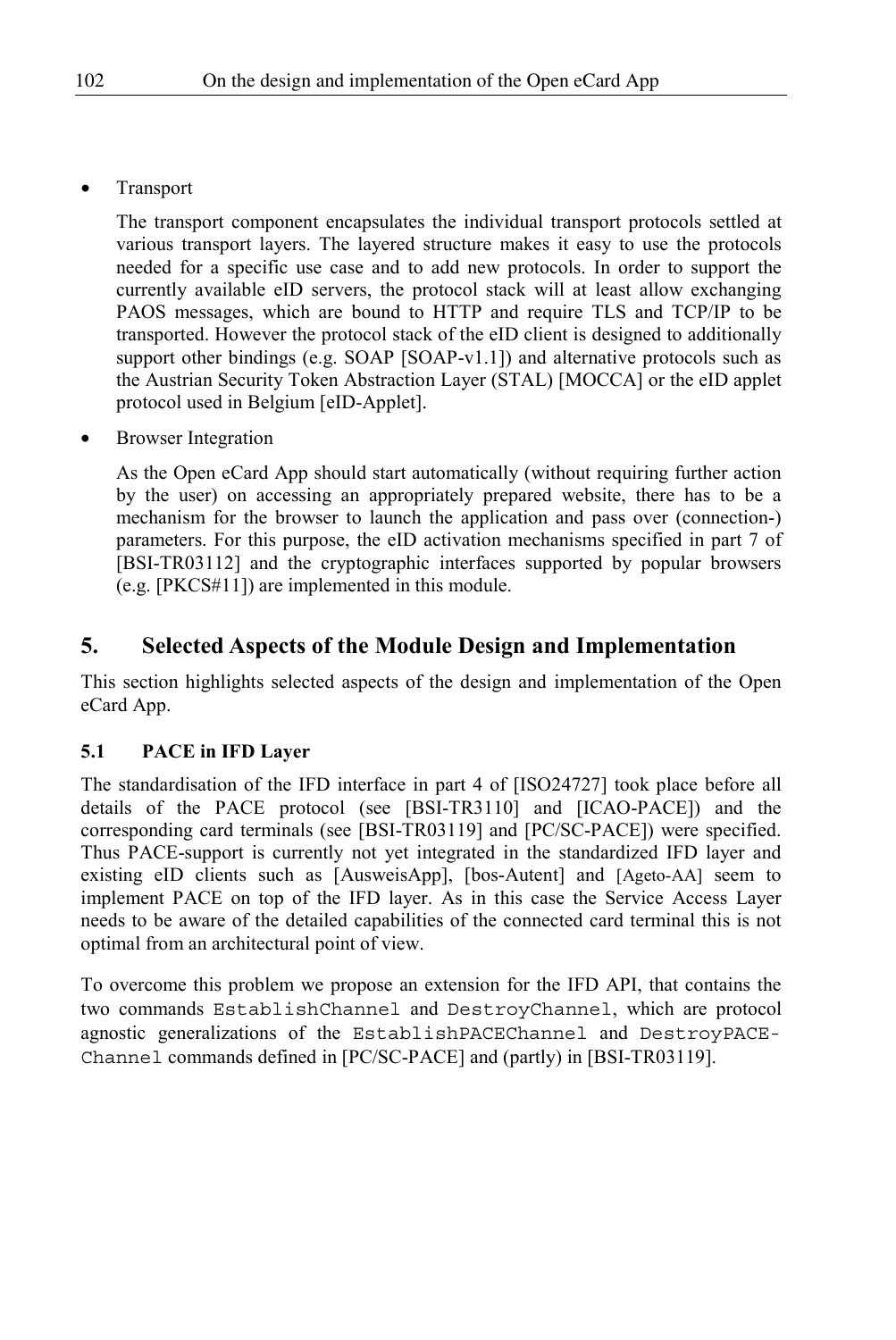- Transport

  The transport component encapsulates the individual transport protocols settled at various transport layers. The layered structure makes it easy to use the protocols needed for a specific use case and to add new protocols. In order to support the currently available eID servers, the protocol stack will at least allow exchanging PAOS messages, which are bound to HTTP and require TLS and TCP/IP to be transported. However the protocol stack of the eID client is designed to additionally support other bindings (e.g. SOAP [SOAP-v1.1]) and alternative protocols such as the Austrian Security Token Abstraction Layer (STAL) [MOCCA] or the eID applet protocol used in Belgium [eID-Applet].

- Browser Integration

  As the Open eCard App should start automatically (without requiring further action by the user) on accessing an appropriately prepared website, there has to be a mechanism for the browser to launch the application and pass over (connection-) parameters. For this purpose, the eID activation mechanisms specified in part 7 of [BSI-TR03112] and the cryptographic interfaces supported by popular browsers (e.g. [PKCS#11]) are implemented in this module.

## 5. Selected Aspects of the Module Design and Implementation

This section highlights selected aspects of the design and implementation of the Open eCard App.

### 5.1 PACE in IFD Layer

The standardisation of the IFD interface in part 4 of [ISO24727] took place before all details of the PACE protocol (see [BSI-TR3110] and [ICAO-PACE]) and the corresponding card terminals (see [BSI-TR03119] and [PC/SC-PACE]) were specified. Thus PACE-support is currently not yet integrated in the standardized IFD layer and existing eID clients such as [AusweisApp], [bos-Autent] and [Ageto-AA] seem to implement PACE on top of the IFD layer. As in this case the Service Access Layer needs to be aware of the detailed capabilities of the connected card terminal this is not optimal from an architectural point of view.

To overcome this problem we propose an extension for the IFD API, that contains the two commands `EstablishChannel` and `DestroyChannel`, which are protocol agnostic generalizations of the `EstablishPACEChannel` and `DestroyPACE-Channel` commands defined in [PC/SC-PACE] and (partly) in [BSI-TR03119].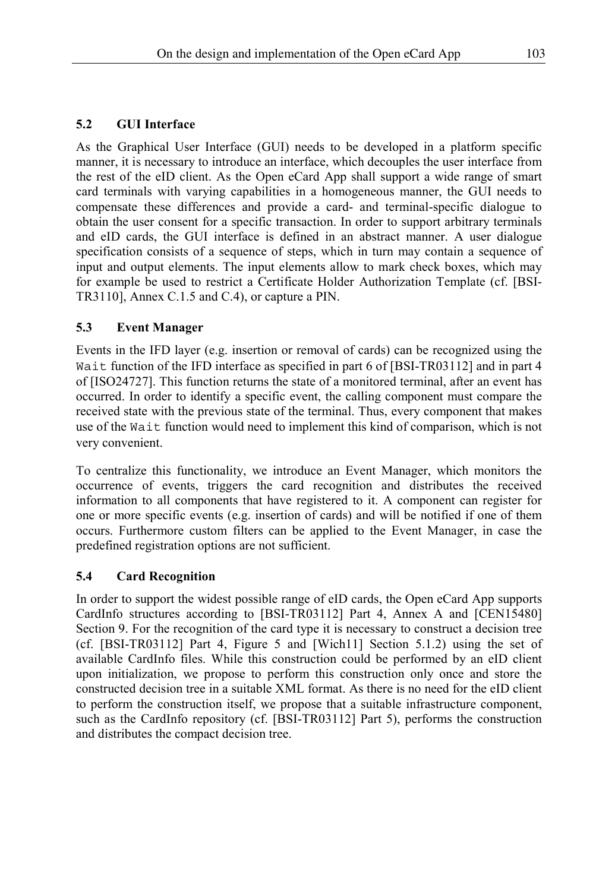### 5.2 GUI Interface

As the Graphical User Interface (GUI) needs to be developed in a platform specific manner, it is necessary to introduce an interface, which decouples the user interface from the rest of the eID client. As the Open eCard App shall support a wide range of smart card terminals with varying capabilities in a homogeneous manner, the GUI needs to compensate these differences and provide a card- and terminal-specific dialogue to obtain the user consent for a specific transaction. In order to support arbitrary terminals and eID cards, the GUI interface is defined in an abstract manner. A user dialogue specification consists of a sequence of steps, which in turn may contain a sequence of input and output elements. The input elements allow to mark check boxes, which may for example be used to restrict a Certificate Holder Authorization Template (cf. [BSI-TR3110], Annex C.1.5 and C.4), or capture a PIN.

### 5.3 Event Manager

Events in the IFD layer (e.g. insertion or removal of cards) can be recognized using the `Wait` function of the IFD interface as specified in part 6 of [BSI-TR03112] and in part 4 of [ISO24727]. This function returns the state of a monitored terminal, after an event has occurred. In order to identify a specific event, the calling component must compare the received state with the previous state of the terminal. Thus, every component that makes use of the `Wait` function would need to implement this kind of comparison, which is not very convenient.

To centralize this functionality, we introduce an Event Manager, which monitors the occurrence of events, triggers the card recognition and distributes the received information to all components that have registered to it. A component can register for one or more specific events (e.g. insertion of cards) and will be notified if one of them occurs. Furthermore custom filters can be applied to the Event Manager, in case the predefined registration options are not sufficient.

### 5.4 Card Recognition

In order to support the widest possible range of eID cards, the Open eCard App supports CardInfo structures according to [BSI-TR03112] Part 4, Annex A and [CEN15480] Section 9. For the recognition of the card type it is necessary to construct a decision tree (cf. [BSI-TR03112] Part 4, Figure 5 and [Wich11] Section 5.1.2) using the set of available CardInfo files. While this construction could be performed by an eID client upon initialization, we propose to perform this construction only once and store the constructed decision tree in a suitable XML format. As there is no need for the eID client to perform the construction itself, we propose that a suitable infrastructure component, such as the CardInfo repository (cf. [BSI-TR03112] Part 5), performs the construction and distributes the compact decision tree.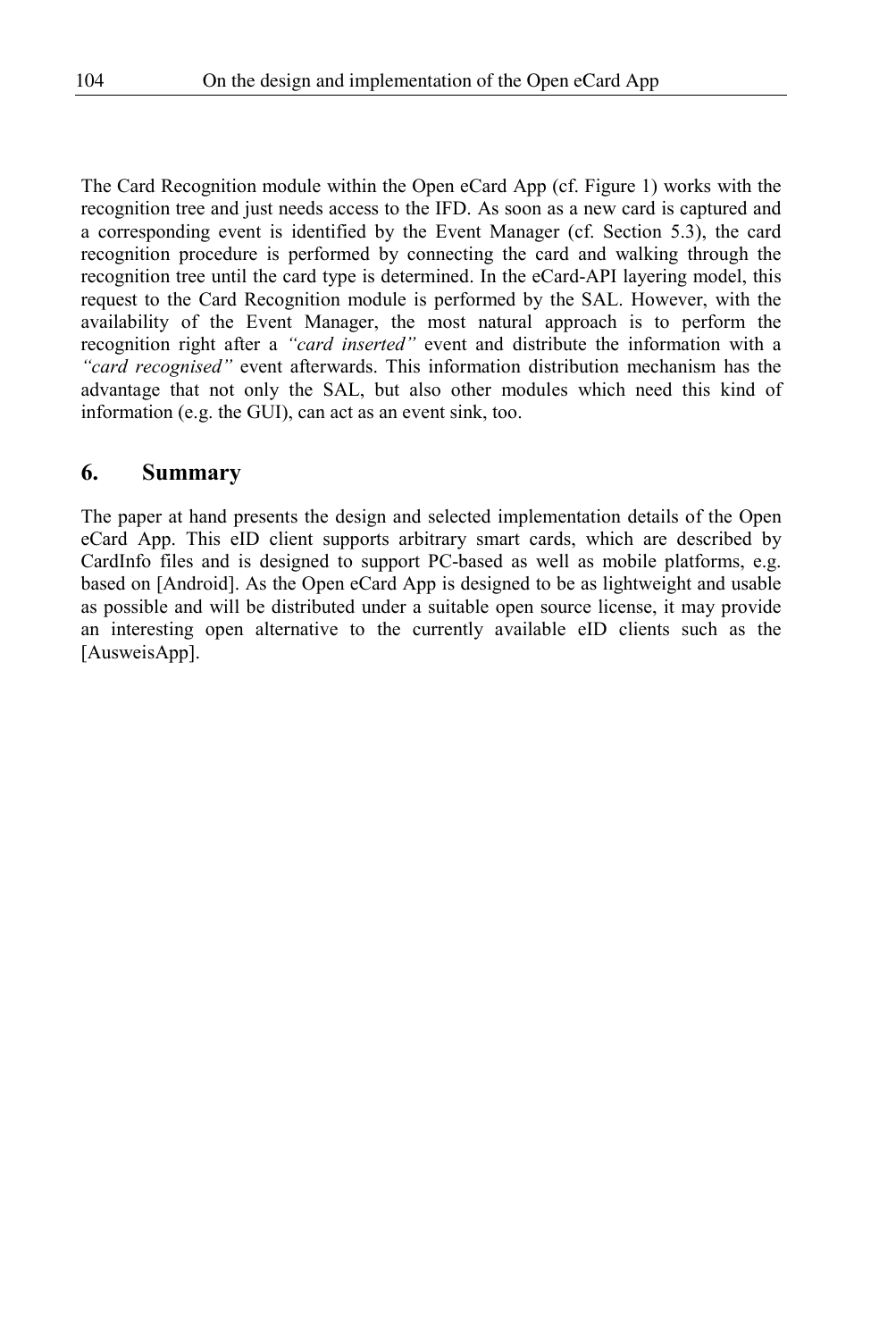The Card Recognition module within the Open eCard App (cf. Figure 1) works with the recognition tree and just needs access to the IFD. As soon as a new card is captured and a corresponding event is identified by the Event Manager (cf. Section 5.3), the card recognition procedure is performed by connecting the card and walking through the recognition tree until the card type is determined. In the eCard-API layering model, this request to the Card Recognition module is performed by the SAL. However, with the availability of the Event Manager, the most natural approach is to perform the recognition right after a *"card inserted"* event and distribute the information with a *"card recognised"* event afterwards. This information distribution mechanism has the advantage that not only the SAL, but also other modules which need this kind of information (e.g. the GUI), can act as an event sink, too.

## 6. Summary

The paper at hand presents the design and selected implementation details of the Open eCard App. This eID client supports arbitrary smart cards, which are described by CardInfo files and is designed to support PC-based as well as mobile platforms, e.g. based on [Android]. As the Open eCard App is designed to be as lightweight and usable as possible and will be distributed under a suitable open source license, it may provide an interesting open alternative to the currently available eID clients such as the [AusweisApp].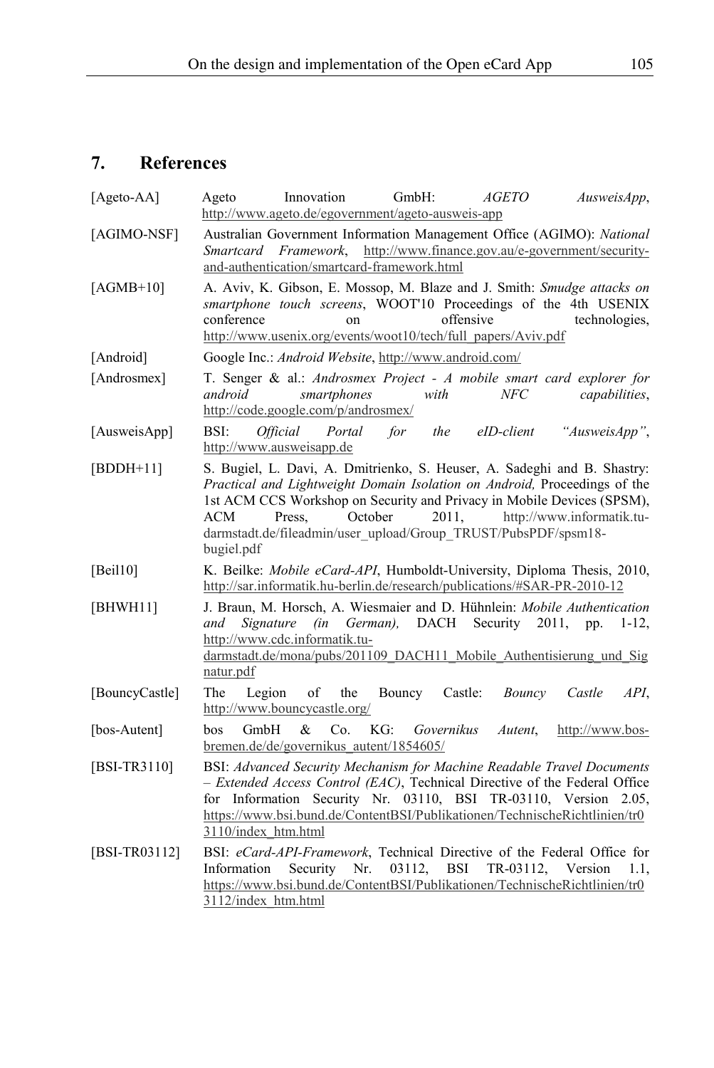## 7. References

[Ageto-AA] Ageto Innovation GmbH: *AGETO AusweisApp*, http://www.ageto.de/egovernment/ageto-ausweis-app

[AGIMO-NSF] Australian Government Information Management Office (AGIMO): *National Smartcard Framework*, http://www.finance.gov.au/e-government/security-and-authentication/smartcard-framework.html

[AGMB+10] A. Aviv, K. Gibson, E. Mossop, M. Blaze and J. Smith: *Smudge attacks on smartphone touch screens*, WOOT'10 Proceedings of the 4th USENIX conference on offensive technologies, http://www.usenix.org/events/woot10/tech/full_papers/Aviv.pdf

[Android] Google Inc.: *Android Website*, http://www.android.com/

[Androsmex] T. Senger & al.: *Androsmex Project - A mobile smart card explorer for android smartphones with NFC capabilities*, http://code.google.com/p/androsmex/

[AusweisApp] BSI: *Official Portal for the eID-client "AusweisApp"*, http://www.ausweisapp.de

[BDDH+11] S. Bugiel, L. Davi, A. Dmitrienko, S. Heuser, A. Sadeghi and B. Shastry: *Practical and Lightweight Domain Isolation on Android,* Proceedings of the 1st ACM CCS Workshop on Security and Privacy in Mobile Devices (SPSM), ACM Press, October 2011, http://www.informatik.tu-darmstadt.de/fileadmin/user_upload/Group_TRUST/PubsPDF/spsm18-bugiel.pdf

[Beil10] K. Beilke: *Mobile eCard-API*, Humboldt-University, Diploma Thesis, 2010, http://sar.informatik.hu-berlin.de/research/publications/#SAR-PR-2010-12

[BHWH11] J. Braun, M. Horsch, A. Wiesmaier and D. Hühnlein: *Mobile Authentication and Signature (in German),* DACH Security 2011, pp. 1-12, http://www.cdc.informatik.tu-darmstadt.de/mona/pubs/201109_DACH11_Mobile_Authentisierung_und_Signatur.pdf

[BouncyCastle] The Legion of the Bouncy Castle: *Bouncy Castle API*, http://www.bouncycastle.org/

[bos-Autent] bos GmbH & Co. KG: *Governikus Autent*, http://www.bos-bremen.de/de/governikus_autent/1854605/

[BSI-TR3110] BSI: *Advanced Security Mechanism for Machine Readable Travel Documents – Extended Access Control (EAC)*, Technical Directive of the Federal Office for Information Security Nr. 03110, BSI TR-03110, Version 2.05, https://www.bsi.bund.de/ContentBSI/Publikationen/TechnischeRichtlinien/tr03110/index_htm.html

[BSI-TR03112] BSI: *eCard-API-Framework*, Technical Directive of the Federal Office for Information Security Nr. 03112, BSI TR-03112, Version 1.1, https://www.bsi.bund.de/ContentBSI/Publikationen/TechnischeRichtlinien/tr03112/index_htm.html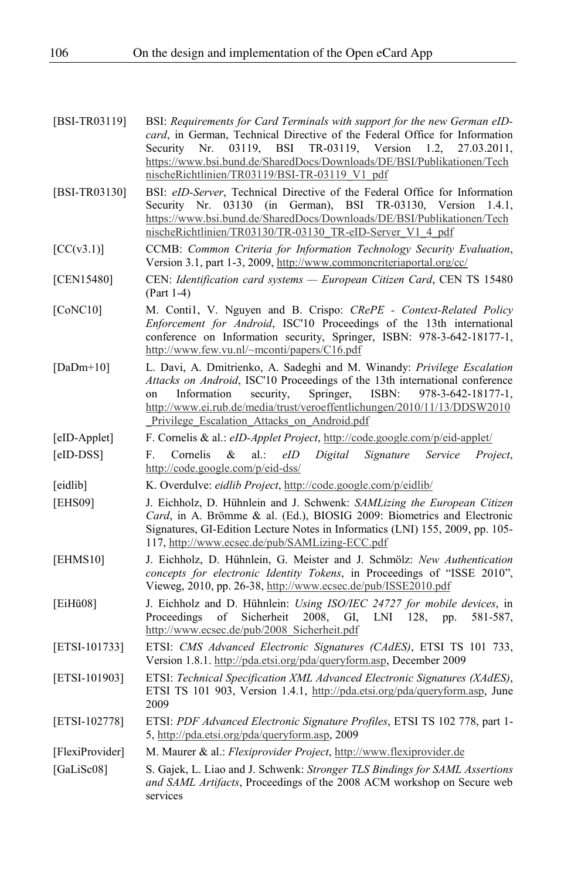[BSI-TR03119] BSI: *Requirements for Card Terminals with support for the new German eID-card*, in German, Technical Directive of the Federal Office for Information Security Nr. 03119, BSI TR-03119, Version 1.2, 27.03.2011, https://www.bsi.bund.de/SharedDocs/Downloads/DE/BSI/Publikationen/TechnischeRichtlinien/TR03119/BSI-TR-03119_V1_pdf

[BSI-TR03130] BSI: *eID-Server*, Technical Directive of the Federal Office for Information Security Nr. 03130 (in German), BSI TR-03130, Version 1.4.1, https://www.bsi.bund.de/SharedDocs/Downloads/DE/BSI/Publikationen/TechnischeRichtlinien/TR03130/TR-03130_TR-eID-Server_V1_4_pdf

[CC(v3.1)] CCMB: *Common Criteria for Information Technology Security Evaluation*, Version 3.1, part 1-3, 2009, http://www.commoncriteriaportal.org/cc/

[CEN15480] CEN: *Identification card systems — European Citizen Card*, CEN TS 15480 (Part 1-4)

[CoNC10] M. Conti1, V. Nguyen and B. Crispo: *CRePE - Context-Related Policy Enforcement for Android*, ISC'10 Proceedings of the 13th international conference on Information security, Springer, ISBN: 978-3-642-18177-1, http://www.few.vu.nl/~mconti/papers/C16.pdf

[DaDm+10] L. Davi, A. Dmitrienko, A. Sadeghi and M. Winandy: *Privilege Escalation Attacks on Android*, ISC'10 Proceedings of the 13th international conference on Information security, Springer, ISBN: 978-3-642-18177-1, http://www.ei.rub.de/media/trust/veroeffentlichungen/2010/11/13/DDSW2010_Privilege_Escalation_Attacks_on_Android.pdf

[eID-Applet] F. Cornelis & al.: *eID-Applet Project*, http://code.google.com/p/eid-applet/

[eID-DSS] F. Cornelis & al.: *eID Digital Signature Service Project*, http://code.google.com/p/eid-dss/

[eidlib] K. Overdulve: *eidlib Project*, http://code.google.com/p/eidlib/

[EHS09] J. Eichholz, D. Hühnlein and J. Schwenk: *SAMLizing the European Citizen Card*, in A. Brömme & al. (Ed.), BIOSIG 2009: Biometrics and Electronic Signatures, GI-Edition Lecture Notes in Informatics (LNI) 155, 2009, pp. 105-117, http://www.ecsec.de/pub/SAMLizing-ECC.pdf

[EHMS10] J. Eichholz, D. Hühnlein, G. Meister and J. Schmölz: *New Authentication concepts for electronic Identity Tokens*, in Proceedings of "ISSE 2010", Vieweg, 2010, pp. 26-38, http://www.ecsec.de/pub/ISSE2010.pdf

[EiHü08] J. Eichholz and D. Hühnlein: *Using ISO/IEC 24727 for mobile devices*, in Proceedings of Sicherheit 2008, GI, LNI 128, pp. 581-587, http://www.ecsec.de/pub/2008_Sicherheit.pdf

[ETSI-101733] ETSI: *CMS Advanced Electronic Signatures (CAdES)*, ETSI TS 101 733, Version 1.8.1. http://pda.etsi.org/pda/queryform.asp, December 2009

[ETSI-101903] ETSI: *Technical Specification XML Advanced Electronic Signatures (XAdES)*, ETSI TS 101 903, Version 1.4.1, http://pda.etsi.org/pda/queryform.asp, June 2009

[ETSI-102778] ETSI: *PDF Advanced Electronic Signature Profiles*, ETSI TS 102 778, part 1-5, http://pda.etsi.org/pda/queryform.asp, 2009

[FlexiProvider] M. Maurer & al.: *Flexiprovider Project*, http://www.flexiprovider.de

[GaLiSc08] S. Gajek, L. Liao and J. Schwenk: *Stronger TLS Bindings for SAML Assertions and SAML Artifacts*, Proceedings of the 2008 ACM workshop on Secure web services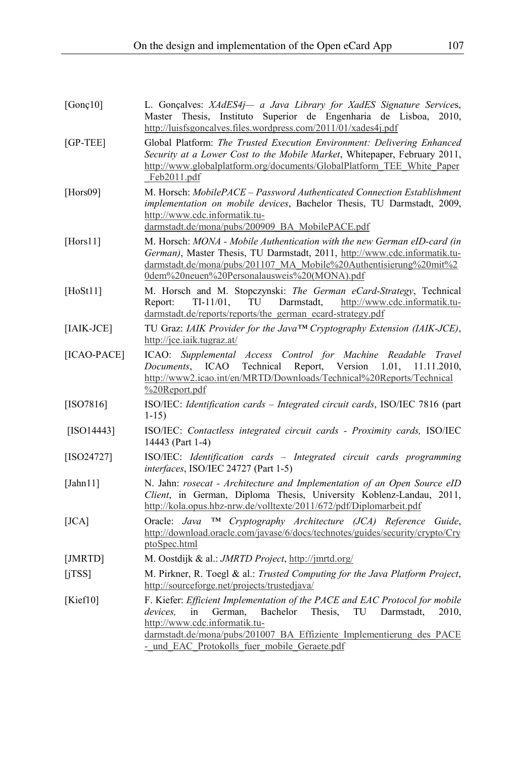[Gonç10] L. Gonçalves: *XAdES4j— a Java Library for XadES Signature Services*, Master Thesis, Instituto Superior de Engenharia de Lisboa, 2010, http://luisfsgoncalves.files.wordpress.com/2011/01/xades4j.pdf

[GP-TEE] Global Platform: *The Trusted Execution Environment: Delivering Enhanced Security at a Lower Cost to the Mobile Market*, Whitepaper, February 2011, http://www.globalplatform.org/documents/GlobalPlatform_TEE_White_Paper_Feb2011.pdf

[Hors09] M. Horsch: *MobilePACE – Password Authenticated Connection Establishment implementation on mobile devices*, Bachelor Thesis, TU Darmstadt, 2009, http://www.cdc.informatik.tu-darmstadt.de/mona/pubs/200909_BA_MobilePACE.pdf

[Hors11] M. Horsch: *MONA - Mobile Authentication with the new German eID-card (in German)*, Master Thesis, TU Darmstadt, 2011, http://www.cdc.informatik.tu-darmstadt.de/mona/pubs/201107_MA_Mobile%20Authentisierung%20mit%20dem%20neuen%20Personalausweis%20(MONA).pdf

[HoSt11] M. Horsch and M. Stopczynski: *The German eCard-Strategy*, Technical Report: TI-11/01, TU Darmstadt, http://www.cdc.informatik.tu-darmstadt.de/reports/reports/the_german_ecard-strategy.pdf

[IAIK-JCE] TU Graz: *IAIK Provider for the Java™ Cryptography Extension (IAIK-JCE)*, http://jce.iaik.tugraz.at/

[ICAO-PACE] ICAO: *Supplemental Access Control for Machine Readable Travel Documents*, ICAO Technical Report, Version 1.01, 11.11.2010, http://www2.icao.int/en/MRTD/Downloads/Technical%20Reports/Technical%20Report.pdf

[ISO7816] ISO/IEC: *Identification cards – Integrated circuit cards*, ISO/IEC 7816 (part 1-15)

[ISO14443] ISO/IEC: *Contactless integrated circuit cards - Proximity cards,* ISO/IEC 14443 (Part 1-4)

[ISO24727] ISO/IEC: *Identification cards – Integrated circuit cards programming interfaces*, ISO/IEC 24727 (Part 1-5)

[Jahn11] N. Jahn: *rosecat - Architecture and Implementation of an Open Source eID Client*, in German, Diploma Thesis, University Koblenz-Landau, 2011, http://kola.opus.hbz-nrw.de/volltexte/2011/672/pdf/Diplomarbeit.pdf

[JCA] Oracle: *Java ™ Cryptography Architecture (JCA) Reference Guide*, http://download.oracle.com/javase/6/docs/technotes/guides/security/crypto/CryptoSpec.html

[JMRTD] M. Oostdijk & al.: *JMRTD Project*, http://jmrtd.org/

[jTSS] M. Pirkner, R. Toegl & al.: *Trusted Computing for the Java Platform Project*, http://sourceforge.net/projects/trustedjava/

[Kief10] F. Kiefer: *Efficient Implementation of the PACE and EAC Protocol for mobile devices,* in German, Bachelor Thesis, TU Darmstadt, 2010, http://www.cdc.informatik.tu-darmstadt.de/mona/pubs/201007_BA_Effiziente_Implementierung_des_PACE-_und_EAC_Protokolls_fuer_mobile_Geraete.pdf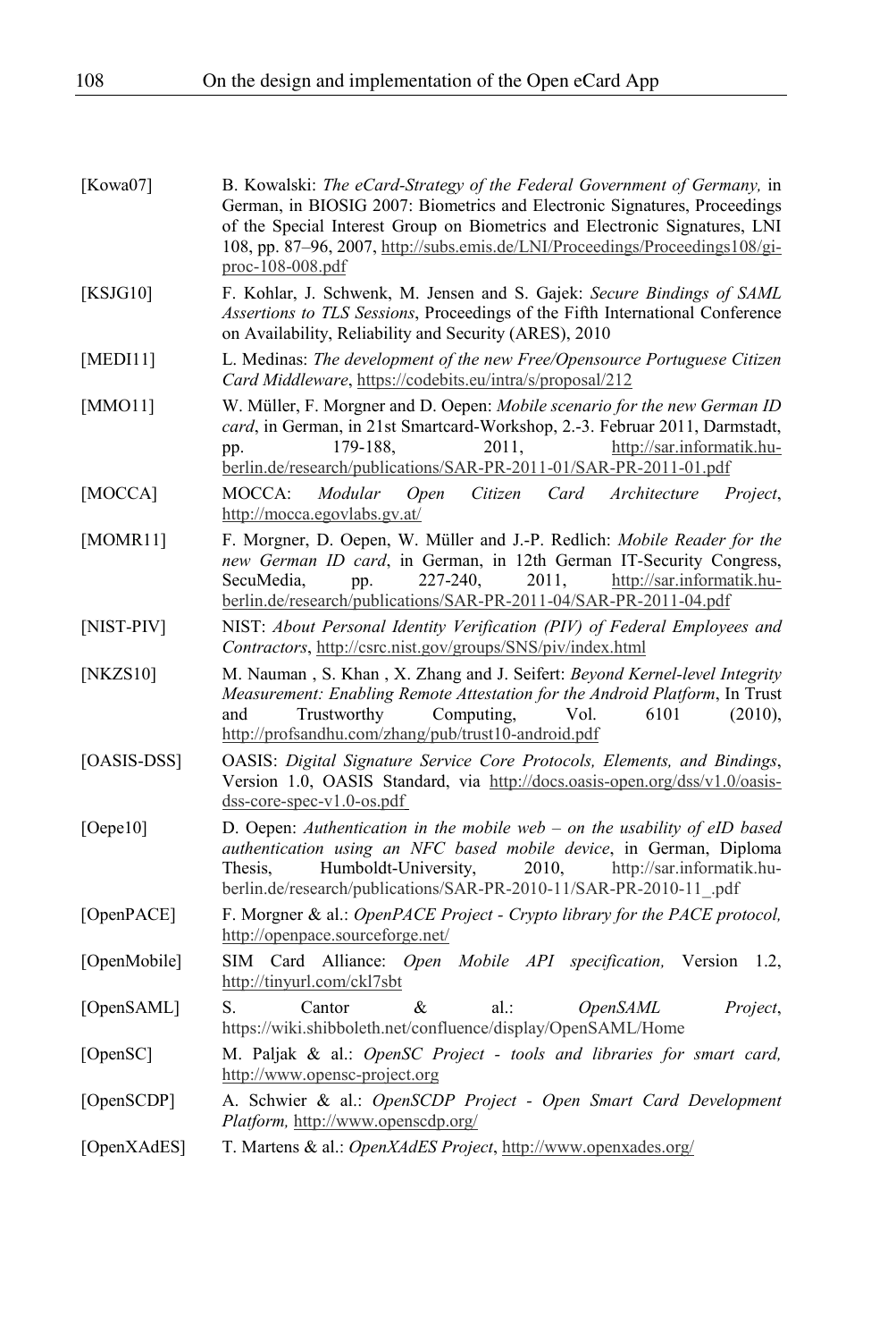[Kowa07] B. Kowalski: *The eCard-Strategy of the Federal Government of Germany,* in German, in BIOSIG 2007: Biometrics and Electronic Signatures, Proceedings of the Special Interest Group on Biometrics and Electronic Signatures, LNI 108, pp. 87–96, 2007, http://subs.emis.de/LNI/Proceedings/Proceedings108/gi-proc-108-008.pdf

[KSJG10] F. Kohlar, J. Schwenk, M. Jensen and S. Gajek: *Secure Bindings of SAML Assertions to TLS Sessions*, Proceedings of the Fifth International Conference on Availability, Reliability and Security (ARES), 2010

[MEDI11] L. Medinas: *The development of the new Free/Opensource Portuguese Citizen Card Middleware*, https://codebits.eu/intra/s/proposal/212

[MMO11] W. Müller, F. Morgner and D. Oepen: *Mobile scenario for the new German ID card*, in German, in 21st Smartcard-Workshop, 2.-3. Februar 2011, Darmstadt, pp. 179-188, 2011, http://sar.informatik.hu-berlin.de/research/publications/SAR-PR-2011-01/SAR-PR-2011-01.pdf

[MOCCA] MOCCA: *Modular Open Citizen Card Architecture Project*, http://mocca.egovlabs.gv.at/

[MOMR11] F. Morgner, D. Oepen, W. Müller and J.-P. Redlich: *Mobile Reader for the new German ID card*, in German, in 12th German IT-Security Congress, SecuMedia, pp. 227-240, 2011, http://sar.informatik.hu-berlin.de/research/publications/SAR-PR-2011-04/SAR-PR-2011-04.pdf

[NIST-PIV] NIST: *About Personal Identity Verification (PIV) of Federal Employees and Contractors*, http://csrc.nist.gov/groups/SNS/piv/index.html

[NKZS10] M. Nauman , S. Khan , X. Zhang and J. Seifert: *Beyond Kernel-level Integrity Measurement: Enabling Remote Attestation for the Android Platform*, In Trust and Trustworthy Computing, Vol. 6101 (2010), http://profsandhu.com/zhang/pub/trust10-android.pdf

[OASIS-DSS] OASIS: *Digital Signature Service Core Protocols, Elements, and Bindings*, Version 1.0, OASIS Standard, via http://docs.oasis-open.org/dss/v1.0/oasis-dss-core-spec-v1.0-os.pdf

[Oepe10] D. Oepen: *Authentication in the mobile web – on the usability of eID based authentication using an NFC based mobile device*, in German, Diploma Thesis, Humboldt-University, 2010, http://sar.informatik.hu-berlin.de/research/publications/SAR-PR-2010-11/SAR-PR-2010-11_.pdf

[OpenPACE] F. Morgner & al.: *OpenPACE Project - Crypto library for the PACE protocol,* http://openpace.sourceforge.net/

[OpenMobile] SIM Card Alliance: *Open Mobile API specification,* Version 1.2, http://tinyurl.com/ckl7sbt

[OpenSAML] S. Cantor & al.: *OpenSAML Project*, https://wiki.shibboleth.net/confluence/display/OpenSAML/Home

[OpenSC] M. Paljak & al.: *OpenSC Project - tools and libraries for smart card,* http://www.opensc-project.org

[OpenSCDP] A. Schwier & al.: *OpenSCDP Project - Open Smart Card Development Platform,* http://www.openscdp.org/

[OpenXAdES] T. Martens & al.: *OpenXAdES Project*, http://www.openxades.org/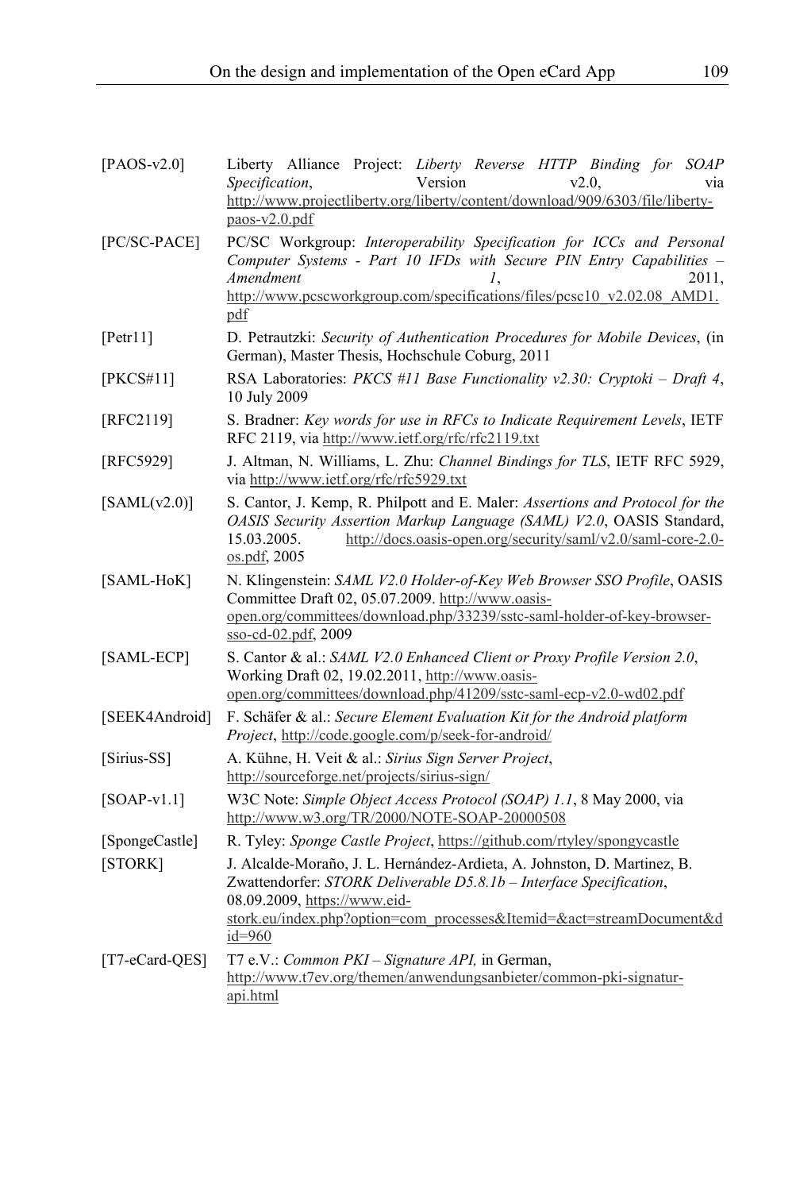[PAOS-v2.0] Liberty Alliance Project: *Liberty Reverse HTTP Binding for SOAP Specification*, Version v2.0, via http://www.projectliberty.org/liberty/content/download/909/6303/file/liberty-paos-v2.0.pdf

[PC/SC-PACE] PC/SC Workgroup: *Interoperability Specification for ICCs and Personal Computer Systems - Part 10 IFDs with Secure PIN Entry Capabilities – Amendment 1*, 2011, http://www.pcscworkgroup.com/specifications/files/pcsc10_v2.02.08_AMD1.pdf

[Petr11] D. Petrautzki: *Security of Authentication Procedures for Mobile Devices*, (in German), Master Thesis, Hochschule Coburg, 2011

[PKCS#11] RSA Laboratories: *PKCS #11 Base Functionality v2.30: Cryptoki – Draft 4*, 10 July 2009

[RFC2119] S. Bradner: *Key words for use in RFCs to Indicate Requirement Levels*, IETF RFC 2119, via http://www.ietf.org/rfc/rfc2119.txt

[RFC5929] J. Altman, N. Williams, L. Zhu: *Channel Bindings for TLS*, IETF RFC 5929, via http://www.ietf.org/rfc/rfc5929.txt

[SAML(v2.0)] S. Cantor, J. Kemp, R. Philpott and E. Maler: *Assertions and Protocol for the OASIS Security Assertion Markup Language (SAML) V2.0*, OASIS Standard, 15.03.2005. http://docs.oasis-open.org/security/saml/v2.0/saml-core-2.0-os.pdf, 2005

[SAML-HoK] N. Klingenstein: *SAML V2.0 Holder-of-Key Web Browser SSO Profile*, OASIS Committee Draft 02, 05.07.2009. http://www.oasis-open.org/committees/download.php/33239/sstc-saml-holder-of-key-browser-sso-cd-02.pdf, 2009

[SAML-ECP] S. Cantor & al.: *SAML V2.0 Enhanced Client or Proxy Profile Version 2.0*, Working Draft 02, 19.02.2011, http://www.oasis-open.org/committees/download.php/41209/sstc-saml-ecp-v2.0-wd02.pdf

[SEEK4Android] F. Schäfer & al.: *Secure Element Evaluation Kit for the Android platform Project*, http://code.google.com/p/seek-for-android/

[Sirius-SS] A. Kühne, H. Veit & al.: *Sirius Sign Server Project*, http://sourceforge.net/projects/sirius-sign/

[SOAP-v1.1] W3C Note: *Simple Object Access Protocol (SOAP) 1.1*, 8 May 2000, via http://www.w3.org/TR/2000/NOTE-SOAP-20000508

[SpongeCastle] R. Tyley: *Sponge Castle Project*, https://github.com/rtyley/spongycastle

[STORK] J. Alcalde-Moraño, J. L. Hernández-Ardieta, A. Johnston, D. Martinez, B. Zwattendorfer: *STORK Deliverable D5.8.1b – Interface Specification*, 08.09.2009, https://www.eid-stork.eu/index.php?option=com_processes&Itemid=&act=streamDocument&did=960

[T7-eCard-QES] T7 e.V.: *Common PKI – Signature API,* in German, http://www.t7ev.org/themen/anwendungsanbieter/common-pki-signatur-api.html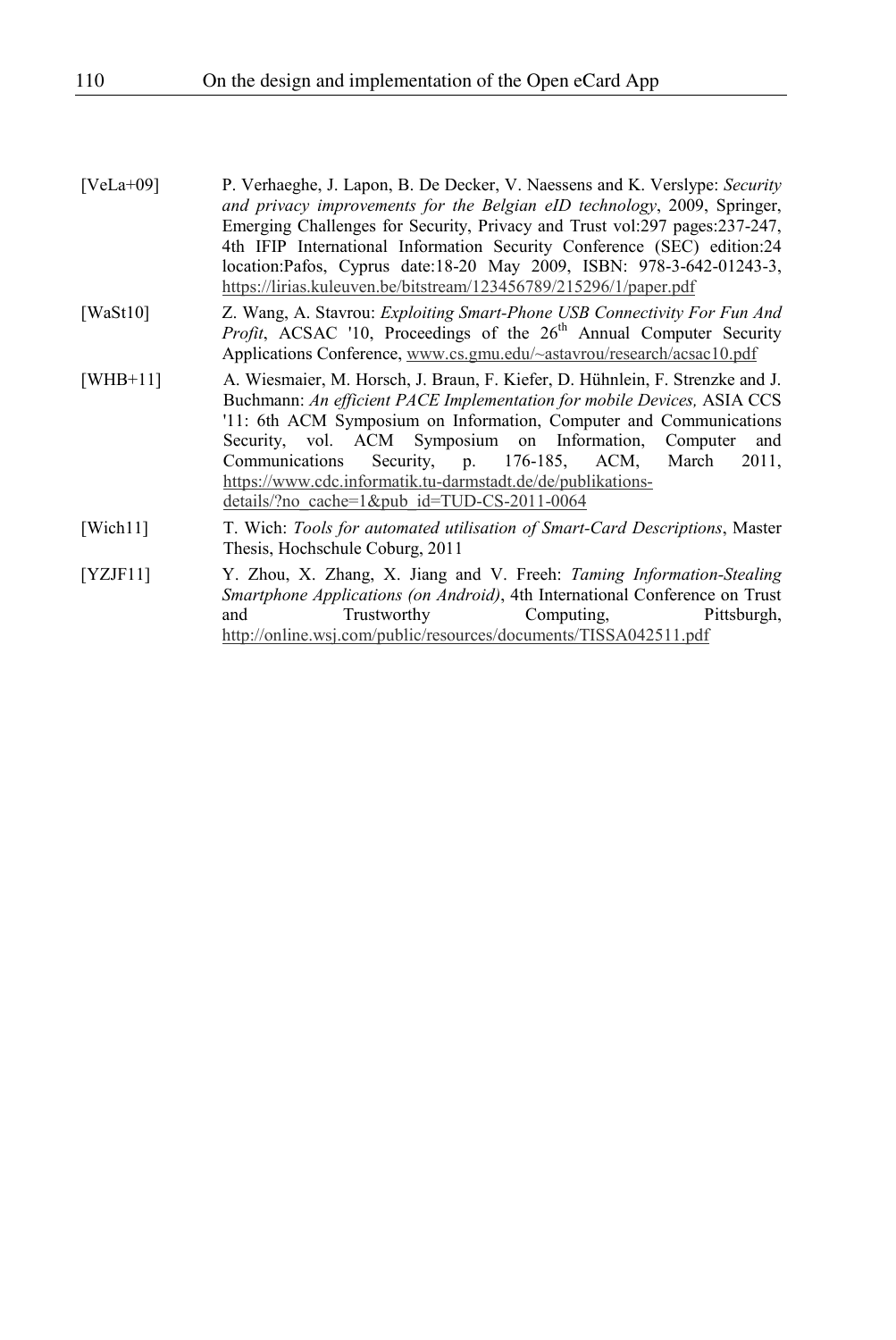[VeLa+09] P. Verhaeghe, J. Lapon, B. De Decker, V. Naessens and K. Verslype: *Security and privacy improvements for the Belgian eID technology*, 2009, Springer, Emerging Challenges for Security, Privacy and Trust vol:297 pages:237-247, 4th IFIP International Information Security Conference (SEC) edition:24 location:Pafos, Cyprus date:18-20 May 2009, ISBN: 978-3-642-01243-3, https://lirias.kuleuven.be/bitstream/123456789/215296/1/paper.pdf

[WaSt10] Z. Wang, A. Stavrou: *Exploiting Smart-Phone USB Connectivity For Fun And Profit*, ACSAC '10, Proceedings of the 26th Annual Computer Security Applications Conference, www.cs.gmu.edu/~astavrou/research/acsac10.pdf

[WHB+11] A. Wiesmaier, M. Horsch, J. Braun, F. Kiefer, D. Hühnlein, F. Strenzke and J. Buchmann: *An efficient PACE Implementation for mobile Devices,* ASIA CCS '11: 6th ACM Symposium on Information, Computer and Communications Security, vol. ACM Symposium on Information, Computer and Communications Security, p. 176-185, ACM, March 2011, https://www.cdc.informatik.tu-darmstadt.de/de/publikations-details/?no_cache=1&pub_id=TUD-CS-2011-0064

[Wich11] T. Wich: *Tools for automated utilisation of Smart-Card Descriptions*, Master Thesis, Hochschule Coburg, 2011

[YZJF11] Y. Zhou, X. Zhang, X. Jiang and V. Freeh: *Taming Information-Stealing Smartphone Applications (on Android)*, 4th International Conference on Trust and Trustworthy Computing, Pittsburgh, http://online.wsj.com/public/resources/documents/TISSA042511.pdf